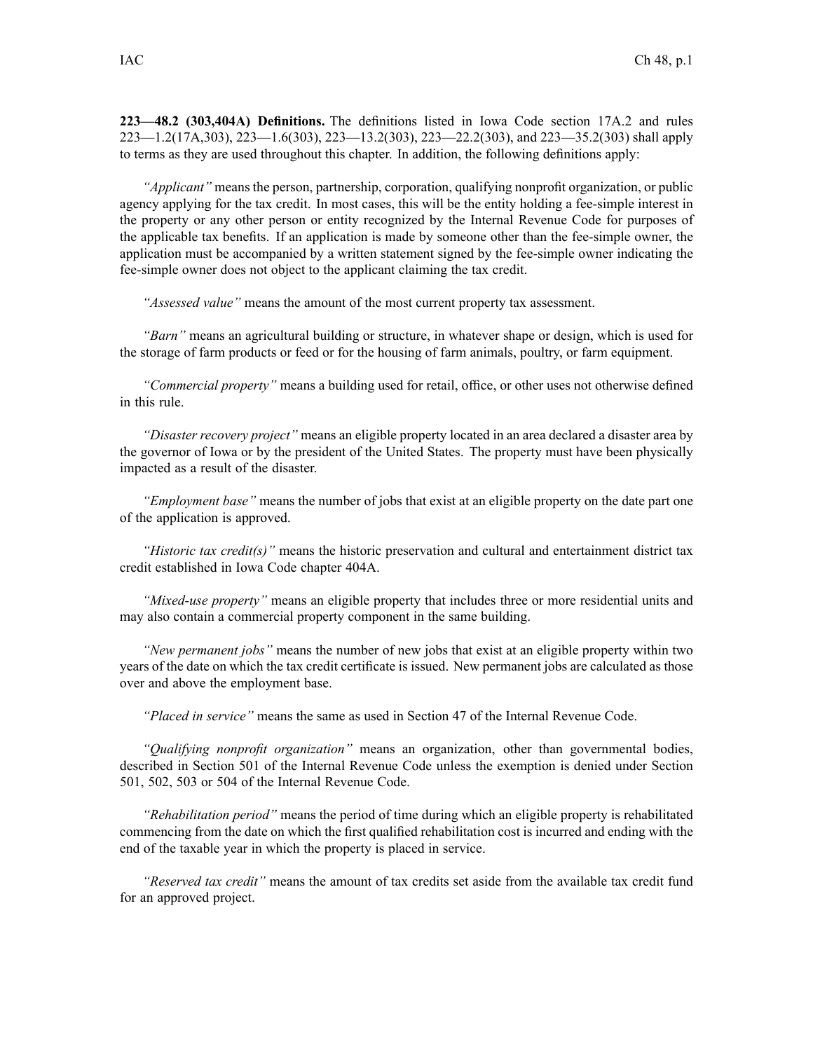**223—48.2 (303,404A) Definitions.** The definitions listed in Iowa Code section 17A.2 and rules 223—1.2(17A,303), 223—1.6(303), 223—13.2(303), 223—22.2(303), and 223—35.2(303) shall apply to terms as they are used throughout this chapter. In addition, the following definitions apply:

*"Applicant"* means the person, partnership, corporation, qualifying nonprofit organization, or public agency applying for the tax credit. In most cases, this will be the entity holding a fee-simple interest in the property or any other person or entity recognized by the Internal Revenue Code for purposes of the applicable tax benefits. If an application is made by someone other than the fee-simple owner, the application must be accompanied by a written statement signed by the fee-simple owner indicating the fee-simple owner does not object to the applicant claiming the tax credit.

*"Assessed value"* means the amount of the most current property tax assessment.

*"Barn"* means an agricultural building or structure, in whatever shape or design, which is used for the storage of farm products or feed or for the housing of farm animals, poultry, or farm equipment.

*"Commercial property"* means a building used for retail, office, or other uses not otherwise defined in this rule.

*"Disaster recovery project"* means an eligible property located in an area declared a disaster area by the governor of Iowa or by the president of the United States. The property must have been physically impacted as a result of the disaster.

*"Employment base"* means the number of jobs that exist at an eligible property on the date part one of the application is approved.

*"Historic tax credit(s)"* means the historic preservation and cultural and entertainment district tax credit established in Iowa Code chapter 404A.

*"Mixed-use property"* means an eligible property that includes three or more residential units and may also contain a commercial property component in the same building.

*"New permanent jobs"* means the number of new jobs that exist at an eligible property within two years of the date on which the tax credit certificate is issued. New permanent jobs are calculated as those over and above the employment base.

*"Placed in service"* means the same as used in Section 47 of the Internal Revenue Code.

*"Qualifying nonprofit organization"* means an organization, other than governmental bodies, described in Section 501 of the Internal Revenue Code unless the exemption is denied under Section 501, 502, 503 or 504 of the Internal Revenue Code.

*"Rehabilitation period"* means the period of time during which an eligible property is rehabilitated commencing from the date on which the first qualified rehabilitation cost is incurred and ending with the end of the taxable year in which the property is placed in service.

*"Reserved tax credit"* means the amount of tax credits set aside from the available tax credit fund for an approved project.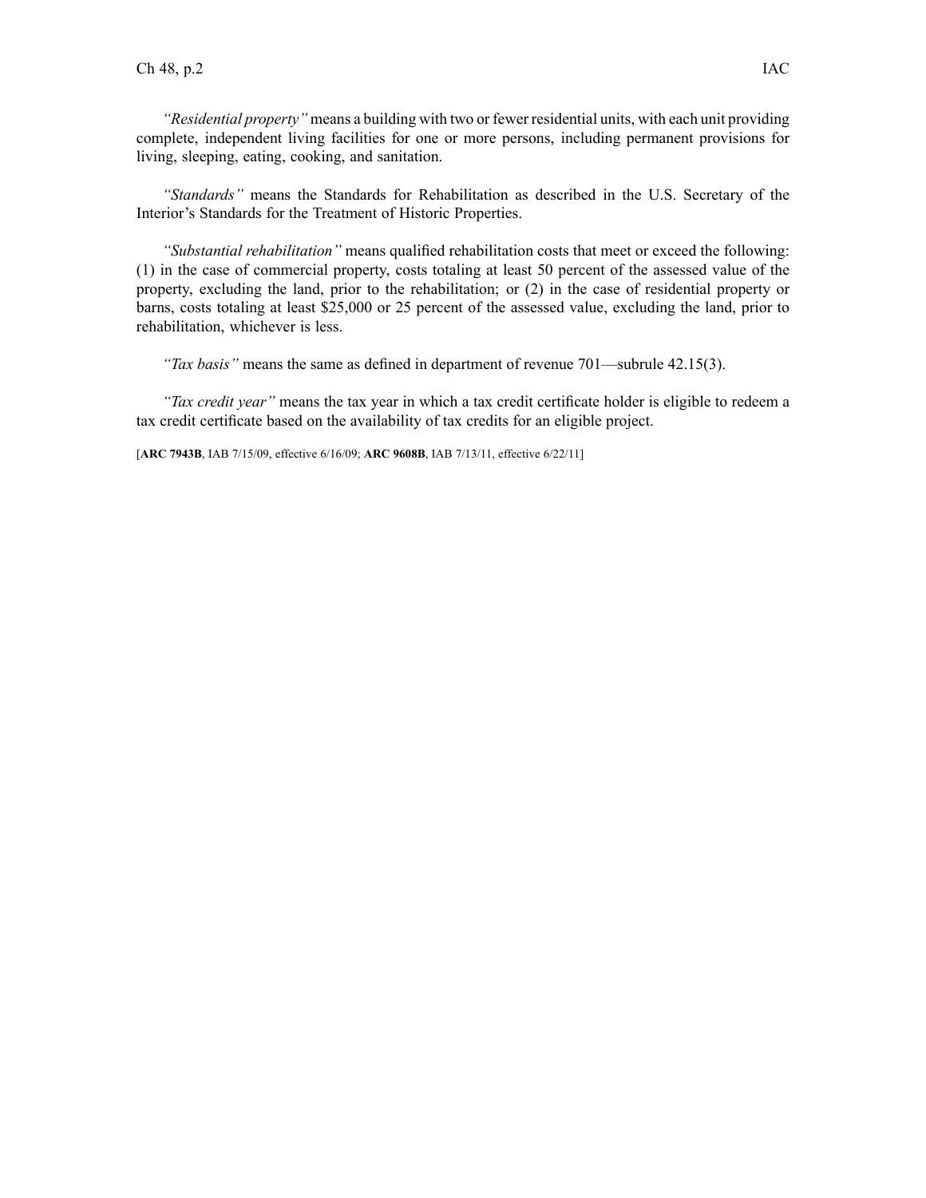*"Residential property"* means a building with two or fewer residential units, with each unit providing complete, independent living facilities for one or more persons, including permanent provisions for living, sleeping, eating, cooking, and sanitation.

*"Standards"* means the Standards for Rehabilitation as described in the U.S. Secretary of the Interior's Standards for the Treatment of Historic Properties.

*"Substantial rehabilitation"* means qualified rehabilitation costs that meet or exceed the following: (1) in the case of commercial property, costs totaling at least 50 percent of the assessed value of the property, excluding the land, prior to the rehabilitation; or (2) in the case of residential property or barns, costs totaling at least $25,000 or 25 percent of the assessed value, excluding the land, prior to rehabilitation, whichever is less.

*"Tax basis"* means the same as defined in department of revenue 701—subrule 42.15(3).

*"Tax credit year"* means the tax year in which a tax credit certificate holder is eligible to redeem a tax credit certificate based on the availability of tax credits for an eligible project.

[**ARC 7943B**, IAB 7/15/09, effective 6/16/09; **ARC 9608B**, IAB 7/13/11, effective 6/22/11]